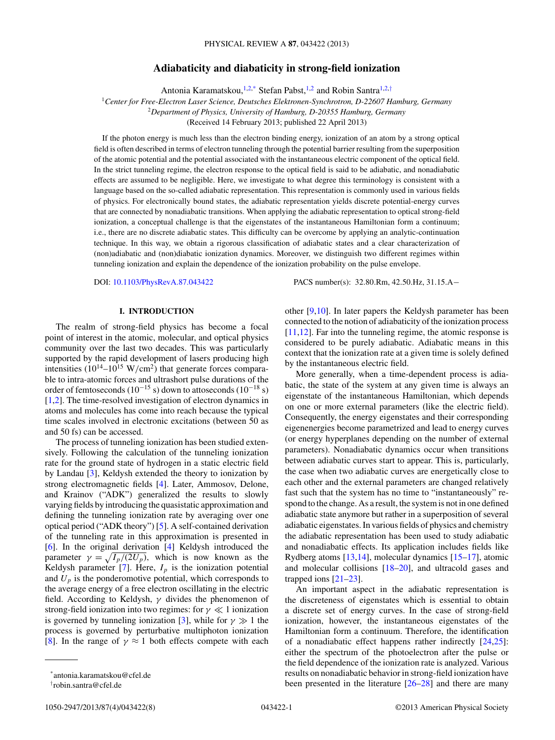# Adiabaticity and diabaticity in strong-field ionization

Antonia Karamatskou,[1,2,*] Stefan Pabst,[1,2] and Robin Santra[1,2,†]

[1]*Center for Free-Electron Laser Science, Deutsches Elektronen-Synchrotron, D-22607 Hamburg, Germany*
[2]*Department of Physics, University of Hamburg, D-20355 Hamburg, Germany*
(Received 14 February 2013; published 22 April 2013)

If the photon energy is much less than the electron binding energy, ionization of an atom by a strong optical field is often described in terms of electron tunneling through the potential barrier resulting from the superposition of the atomic potential and the potential associated with the instantaneous electric component of the optical field. In the strict tunneling regime, the electron response to the optical field is said to be adiabatic, and nonadiabatic effects are assumed to be negligible. Here, we investigate to what degree this terminology is consistent with a language based on the so-called adiabatic representation. This representation is commonly used in various fields of physics. For electronically bound states, the adiabatic representation yields discrete potential-energy curves that are connected by nonadiabatic transitions. When applying the adiabatic representation to optical strong-field ionization, a conceptual challenge is that the eigenstates of the instantaneous Hamiltonian form a continuum; i.e., there are no discrete adiabatic states. This difficulty can be overcome by applying an analytic-continuation technique. In this way, we obtain a rigorous classification of adiabatic states and a clear characterization of (non)adiabatic and (non)diabatic ionization dynamics. Moreover, we distinguish two different regimes within tunneling ionization and explain the dependence of the ionization probability on the pulse envelope.

DOI: 10.1103/PhysRevA.87.043422 PACS number(s): 32.80.Rm, 42.50.Hz, 31.15.A−

## I. INTRODUCTION

The realm of strong-field physics has become a focal point of interest in the atomic, molecular, and optical physics community over the last two decades. This was particularly supported by the rapid development of lasers producing high intensities ($10^{14}$–$10^{15}$ W/cm$^2$) that generate forces comparable to intra-atomic forces and ultrashort pulse durations of the order of femtoseconds ($10^{-15}$ s) down to attoseconds ($10^{-18}$ s) [1,2]. The time-resolved investigation of electron dynamics in atoms and molecules has come into reach because the typical time scales involved in electronic excitations (between 50 as and 50 fs) can be accessed.

The process of tunneling ionization has been studied extensively. Following the calculation of the tunneling ionization rate for the ground state of hydrogen in a static electric field by Landau [3], Keldysh extended the theory to ionization by strong electromagnetic fields [4]. Later, Ammosov, Delone, and Krainov ("ADK") generalized the results to slowly varying fields by introducing the quasistatic approximation and defining the tunneling ionization rate by averaging over one optical period ("ADK theory") [5]. A self-contained derivation of the tunneling rate in this approximation is presented in [6]. In the original derivation [4] Keldysh introduced the parameter $\gamma = \sqrt{I_p/(2U_p)}$, which is now known as the Keldysh parameter [7]. Here, $I_p$ is the ionization potential and $U_p$ is the ponderomotive potential, which corresponds to the average energy of a free electron oscillating in the electric field. According to Keldysh, $\gamma$ divides the phenomenon of strong-field ionization into two regimes: for $\gamma \ll 1$ ionization is governed by tunneling ionization [3], while for $\gamma \gg 1$ the process is governed by perturbative multiphoton ionization [8]. In the range of $\gamma \approx 1$ both effects compete with each other [9,10]. In later papers the Keldysh parameter has been connected to the notion of adiabaticity of the ionization process [11,12]. Far into the tunneling regime, the atomic response is considered to be purely adiabatic. Adiabatic means in this context that the ionization rate at a given time is solely defined by the instantaneous electric field.

More generally, when a time-dependent process is adiabatic, the state of the system at any given time is always an eigenstate of the instantaneous Hamiltonian, which depends on one or more external parameters (like the electric field). Consequently, the energy eigenstates and their corresponding eigenenergies become parametrized and lead to energy curves (or energy hyperplanes depending on the number of external parameters). Nonadiabatic dynamics occur when transitions between adiabatic curves start to appear. This is, particularly, the case when two adiabatic curves are energetically close to each other and the external parameters are changed relatively fast such that the system has no time to "instantaneously" respond to the change. As a result, the system is not in one defined adiabatic state anymore but rather in a superposition of several adiabatic eigenstates. In various fields of physics and chemistry the adiabatic representation has been used to study adiabatic and nonadiabatic effects. Its application includes fields like Rydberg atoms [13,14], molecular dynamics [15–17], atomic and molecular collisions [18–20], and ultracold gases and trapped ions [21–23].

An important aspect in the adiabatic representation is the discreteness of eigenstates which is essential to obtain a discrete set of energy curves. In the case of strong-field ionization, however, the instantaneous eigenstates of the Hamiltonian form a continuum. Therefore, the identification of a nonadiabatic effect happens rather indirectly [24,25]: either the spectrum of the photoelectron after the pulse or the field dependence of the ionization rate is analyzed. Various results on nonadiabatic behavior in strong-field ionization have been presented in the literature [26–28] and there are many

*antonia.karamatskou@cfel.de
†robin.santra@cfel.de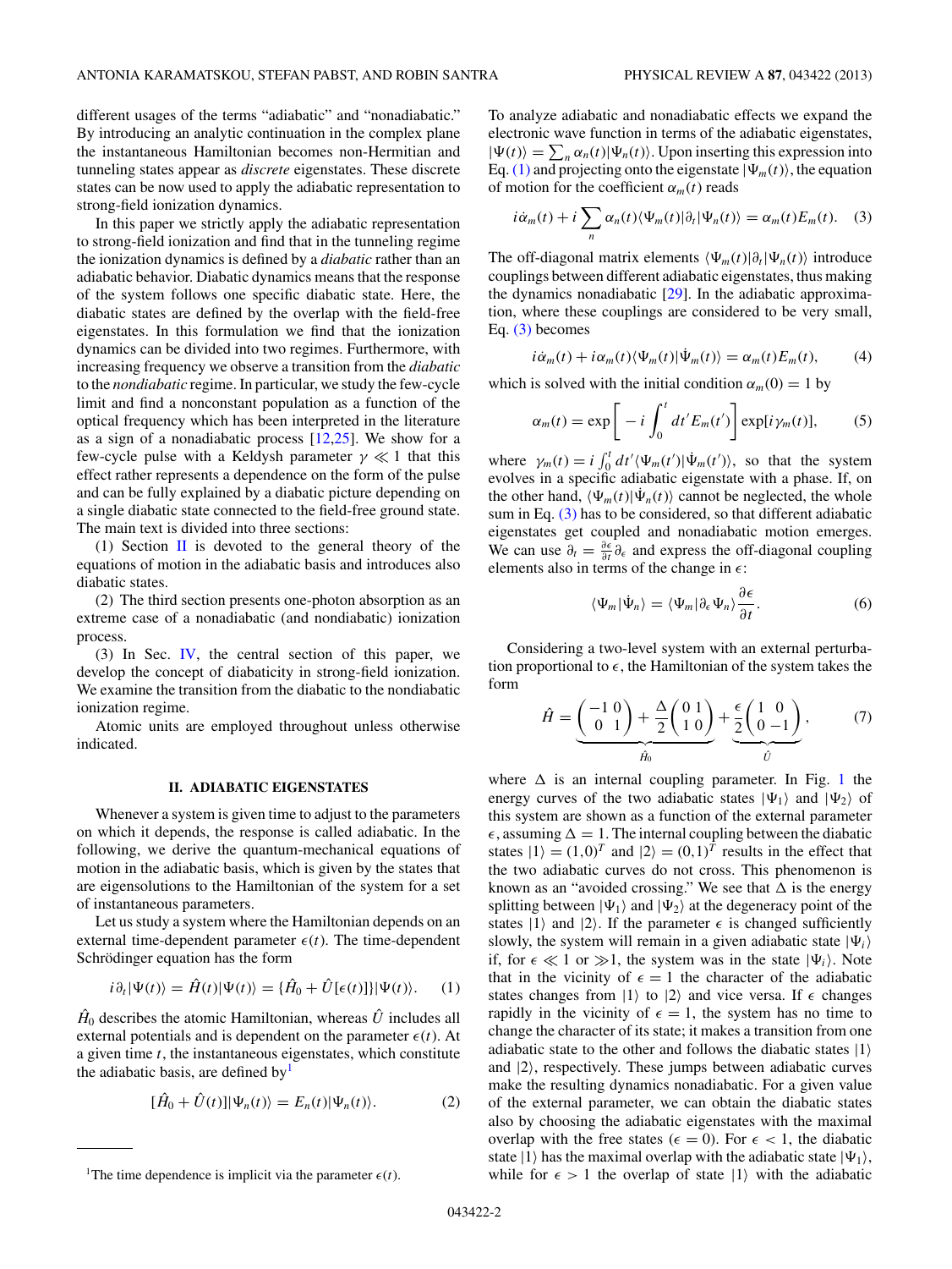different usages of the terms "adiabatic" and "nonadiabatic." By introducing an analytic continuation in the complex plane the instantaneous Hamiltonian becomes non-Hermitian and tunneling states appear as *discrete* eigenstates. These discrete states can be now used to apply the adiabatic representation to strong-field ionization dynamics.

In this paper we strictly apply the adiabatic representation to strong-field ionization and find that in the tunneling regime the ionization dynamics is defined by a *diabatic* rather than an adiabatic behavior. Diabatic dynamics means that the response of the system follows one specific diabatic state. Here, the diabatic states are defined by the overlap with the field-free eigenstates. In this formulation we find that the ionization dynamics can be divided into two regimes. Furthermore, with increasing frequency we observe a transition from the *diabatic* to the *nondiabatic* regime. In particular, we study the few-cycle limit and find a nonconstant population as a function of the optical frequency which has been interpreted in the literature as a sign of a nonadiabatic process [12,25]. We show for a few-cycle pulse with a Keldysh parameter $\gamma \ll 1$ that this effect rather represents a dependence on the form of the pulse and can be fully explained by a diabatic picture depending on a single diabatic state connected to the field-free ground state. The main text is divided into three sections:

(1) Section II is devoted to the general theory of the equations of motion in the adiabatic basis and introduces also diabatic states.

(2) The third section presents one-photon absorption as an extreme case of a nonadiabatic (and nondiabatic) ionization process.

(3) In Sec. IV, the central section of this paper, we develop the concept of diabaticity in strong-field ionization. We examine the transition from the diabatic to the nondiabatic ionization regime.

Atomic units are employed throughout unless otherwise indicated.

## II. ADIABATIC EIGENSTATES

Whenever a system is given time to adjust to the parameters on which it depends, the response is called adiabatic. In the following, we derive the quantum-mechanical equations of motion in the adiabatic basis, which is given by the states that are eigensolutions to the Hamiltonian of the system for a set of instantaneous parameters.

Let us study a system where the Hamiltonian depends on an external time-dependent parameter $\epsilon(t)$. The time-dependent Schrödinger equation has the form

$$i\partial_t|\Psi(t)\rangle = \hat{H}(t)|\Psi(t)\rangle = \{\hat{H}_0 + \hat{U}[\epsilon(t)]\}|\Psi(t)\rangle. \quad (1)$$

$\hat{H}_0$ describes the atomic Hamiltonian, whereas $\hat{U}$ includes all external potentials and is dependent on the parameter $\epsilon(t)$. At a given time $t$, the instantaneous eigenstates, which constitute the adiabatic basis, are defined by[1]

$$[\hat{H}_0 + \hat{U}(t)]|\Psi_n(t)\rangle = E_n(t)|\Psi_n(t)\rangle. \quad (2)$$

[1]The time dependence is implicit via the parameter $\epsilon(t)$.

To analyze adiabatic and nonadiabatic effects we expand the electronic wave function in terms of the adiabatic eigenstates, $|\Psi(t)\rangle = \sum_n \alpha_n(t)|\Psi_n(t)\rangle$. Upon inserting this expression into Eq. (1) and projecting onto the eigenstate $|\Psi_m(t)\rangle$, the equation of motion for the coefficient $\alpha_m(t)$ reads

$$i\dot{\alpha}_m(t) + i\sum_n \alpha_n(t)\langle\Psi_m(t)|\partial_t|\Psi_n(t)\rangle = \alpha_m(t)E_m(t). \quad (3)$$

The off-diagonal matrix elements $\langle\Psi_m(t)|\partial_t|\Psi_n(t)\rangle$ introduce couplings between different adiabatic eigenstates, thus making the dynamics nonadiabatic [29]. In the adiabatic approximation, where these couplings are considered to be very small, Eq. (3) becomes

$$i\dot{\alpha}_m(t) + i\alpha_m(t)\langle\Psi_m(t)|\dot{\Psi}_m(t)\rangle = \alpha_m(t)E_m(t), \quad (4)$$

which is solved with the initial condition $\alpha_m(0) = 1$ by

$$\alpha_m(t) = \exp\left[-i\int_0^t dt' E_m(t')\right]\exp[i\gamma_m(t)], \quad (5)$$

where $\gamma_m(t) = i\int_0^t dt'\langle\Psi_m(t')|\dot{\Psi}_m(t')\rangle$, so that the system evolves in a specific adiabatic eigenstate with a phase. If, on the other hand, $\langle\Psi_m(t)|\dot{\Psi}_n(t)\rangle$ cannot be neglected, the whole sum in Eq. (3) has to be considered, so that different adiabatic eigenstates get coupled and nonadiabatic motion emerges. We can use $\partial_t = \frac{\partial\epsilon}{\partial t}\partial_\epsilon$ and express the off-diagonal coupling elements also in terms of the change in $\epsilon$:

$$\langle\Psi_m|\dot{\Psi}_n\rangle = \langle\Psi_m|\partial_\epsilon\Psi_n\rangle\frac{\partial\epsilon}{\partial t}. \quad (6)$$

Considering a two-level system with an external perturbation proportional to $\epsilon$, the Hamiltonian of the system takes the form

$$\hat{H} = \underbrace{\begin{pmatrix} -1 & 0 \\ 0 & 1 \end{pmatrix} + \frac{\Delta}{2}\begin{pmatrix} 0 & 1 \\ 1 & 0 \end{pmatrix}}_{\hat{H}_0} + \underbrace{\frac{\epsilon}{2}\begin{pmatrix} 1 & 0 \\ 0 & -1 \end{pmatrix}}_{\hat{U}}, \quad (7)$$

where $\Delta$ is an internal coupling parameter. In Fig. 1 the energy curves of the two adiabatic states $|\Psi_1\rangle$ and $|\Psi_2\rangle$ of this system are shown as a function of the external parameter $\epsilon$, assuming $\Delta = 1$. The internal coupling between the diabatic states $|1\rangle = (1,0)^T$ and $|2\rangle = (0,1)^T$ results in the effect that the two adiabatic curves do not cross. This phenomenon is known as an "avoided crossing." We see that $\Delta$ is the energy splitting between $|\Psi_1\rangle$ and $|\Psi_2\rangle$ at the degeneracy point of the states $|1\rangle$ and $|2\rangle$. If the parameter $\epsilon$ is changed sufficiently slowly, the system will remain in a given adiabatic state $|\Psi_i\rangle$ if, for $\epsilon \ll 1$ or $\gg 1$, the system was in the state $|\Psi_i\rangle$. Note that in the vicinity of $\epsilon = 1$ the character of the adiabatic states changes from $|1\rangle$ to $|2\rangle$ and vice versa. If $\epsilon$ changes rapidly in the vicinity of $\epsilon = 1$, the system has no time to change the character of its state; it makes a transition from one adiabatic state to the other and follows the diabatic states $|1\rangle$ and $|2\rangle$, respectively. These jumps between adiabatic curves make the resulting dynamics nonadiabatic. For a given value of the external parameter, we can obtain the diabatic states also by choosing the adiabatic eigenstates with the maximal overlap with the free states ($\epsilon = 0$). For $\epsilon < 1$, the diabatic state $|1\rangle$ has the maximal overlap with the adiabatic state $|\Psi_1\rangle$, while for $\epsilon > 1$ the overlap of state $|1\rangle$ with the adiabatic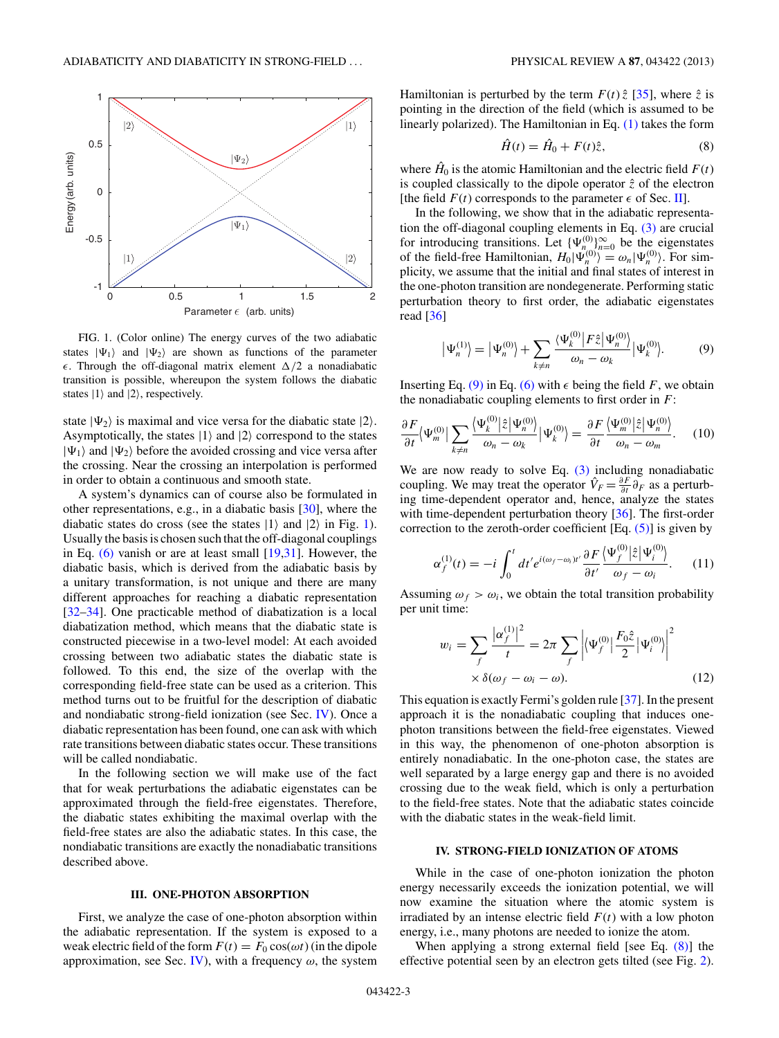FIG. 1. (Color online) The energy curves of the two adiabatic states $|\Psi_1\rangle$ and $|\Psi_2\rangle$ are shown as functions of the parameter $\epsilon$. Through the off-diagonal matrix element $\Delta/2$ a nonadiabatic transition is possible, whereupon the system follows the diabatic states $|1\rangle$ and $|2\rangle$, respectively.

state $|\Psi_2\rangle$ is maximal and vice versa for the diabatic state $|2\rangle$. Asymptotically, the states $|1\rangle$ and $|2\rangle$ correspond to the states $|\Psi_1\rangle$ and $|\Psi_2\rangle$ before the avoided crossing and vice versa after the crossing. Near the crossing an interpolation is performed in order to obtain a continuous and smooth state.

A system's dynamics can of course also be formulated in other representations, e.g., in a diabatic basis [30], where the diabatic states do cross (see the states $|1\rangle$ and $|2\rangle$ in Fig. 1). Usually the basis is chosen such that the off-diagonal couplings in Eq. (6) vanish or are at least small [19,31]. However, the diabatic basis, which is derived from the adiabatic basis by a unitary transformation, is not unique and there are many different approaches for reaching a diabatic representation [32–34]. One practicable method of diabatization is a local diabatization method, which means that the diabatic state is constructed piecewise in a two-level model: At each avoided crossing between two adiabatic states the diabatic state is followed. To this end, the size of the overlap with the corresponding field-free state can be used as a criterion. This method turns out to be fruitful for the description of diabatic and nondiabatic strong-field ionization (see Sec. IV). Once a diabatic representation has been found, one can ask with which rate transitions between diabatic states occur. These transitions will be called nondiabatic.

In the following section we will make use of the fact that for weak perturbations the adiabatic eigenstates can be approximated through the field-free eigenstates. Therefore, the diabatic states exhibiting the maximal overlap with the field-free states are also the adiabatic states. In this case, the nondiabatic transitions are exactly the nonadiabatic transitions described above.

## III. ONE-PHOTON ABSORPTION

First, we analyze the case of one-photon absorption within the adiabatic representation. If the system is exposed to a weak electric field of the form $F(t) = F_0 \cos(\omega t)$ (in the dipole approximation, see Sec. IV), with a frequency $\omega$, the system Hamiltonian is perturbed by the term $F(t)\,\hat{z}$ [35], where $\hat{z}$ is pointing in the direction of the field (which is assumed to be linearly polarized). The Hamiltonian in Eq. (1) takes the form

$$\hat{H}(t) = \hat{H}_0 + F(t)\hat{z}, \tag{8}$$

where $\hat{H}_0$ is the atomic Hamiltonian and the electric field $F(t)$ is coupled classically to the dipole operator $\hat{z}$ of the electron [the field $F(t)$ corresponds to the parameter $\epsilon$ of Sec. II].

In the following, we show that in the adiabatic representation the off-diagonal coupling elements in Eq. (3) are crucial for introducing transitions. Let $\{\Psi_n^{(0)}\}_{n=0}^{\infty}$ be the eigenstates of the field-free Hamiltonian, $H_0|\Psi_n^{(0)}\rangle = \omega_n|\Psi_n^{(0)}\rangle$. For simplicity, we assume that the initial and final states of interest in the one-photon transition are nondegenerate. Performing static perturbation theory to first order, the adiabatic eigenstates read [36]

$$\left|\Psi_n^{(1)}\right\rangle = \left|\Psi_n^{(0)}\right\rangle + \sum_{k\neq n} \frac{\left\langle\Psi_k^{(0)}\middle|F\hat{z}\middle|\Psi_n^{(0)}\right\rangle}{\omega_n - \omega_k}\left|\Psi_k^{(0)}\right\rangle. \tag{9}$$

Inserting Eq. (9) in Eq. (6) with $\epsilon$ being the field $F$, we obtain the nonadiabatic coupling elements to first order in $F$:

$$\frac{\partial F}{\partial t}\left\langle\Psi_m^{(0)}\right|\sum_{k\neq n}\frac{\left\langle\Psi_k^{(0)}\middle|\hat{z}\middle|\Psi_n^{(0)}\right\rangle}{\omega_n-\omega_k}\left|\Psi_k^{(0)}\right\rangle = \frac{\partial F}{\partial t}\frac{\left\langle\Psi_m^{(0)}\middle|\hat{z}\middle|\Psi_n^{(0)}\right\rangle}{\omega_n-\omega_m}. \tag{10}$$

We are now ready to solve Eq. (3) including nonadiabatic coupling. We may treat the operator $\hat{V}_F = \frac{\partial F}{\partial t}\partial_F$ as a perturbing time-dependent operator and, hence, analyze the states with time-dependent perturbation theory [36]. The first-order correction to the zeroth-order coefficient [Eq. (5)] is given by

$$\alpha_f^{(1)}(t) = -i\int_0^t dt' e^{i(\omega_f-\omega_i)t'}\frac{\partial F}{\partial t'}\frac{\left\langle\Psi_f^{(0)}\middle|\hat{z}\middle|\Psi_i^{(0)}\right\rangle}{\omega_f-\omega_i}. \tag{11}$$

Assuming $\omega_f > \omega_i$, we obtain the total transition probability per unit time:

$$w_i = \sum_f \frac{\left|\alpha_f^{(1)}\right|^2}{t} = 2\pi\sum_f\left|\left\langle\Psi_f^{(0)}\middle|\frac{F_0\hat{z}}{2}\middle|\Psi_i^{(0)}\right\rangle\right|^2 \times \delta(\omega_f-\omega_i-\omega). \tag{12}$$

This equation is exactly Fermi's golden rule [37]. In the present approach it is the nonadiabatic coupling that induces one-photon transitions between the field-free eigenstates. Viewed in this way, the phenomenon of one-photon absorption is entirely nonadiabatic. In the one-photon case, the states are well separated by a large energy gap and there is no avoided crossing due to the weak field, which is only a perturbation to the field-free states. Note that the adiabatic states coincide with the diabatic states in the weak-field limit.

## IV. STRONG-FIELD IONIZATION OF ATOMS

While in the case of one-photon ionization the photon energy necessarily exceeds the ionization potential, we will now examine the situation where the atomic system is irradiated by an intense electric field $F(t)$ with a low photon energy, i.e., many photons are needed to ionize the atom.

When applying a strong external field [see Eq. (8)] the effective potential seen by an electron gets tilted (see Fig. 2).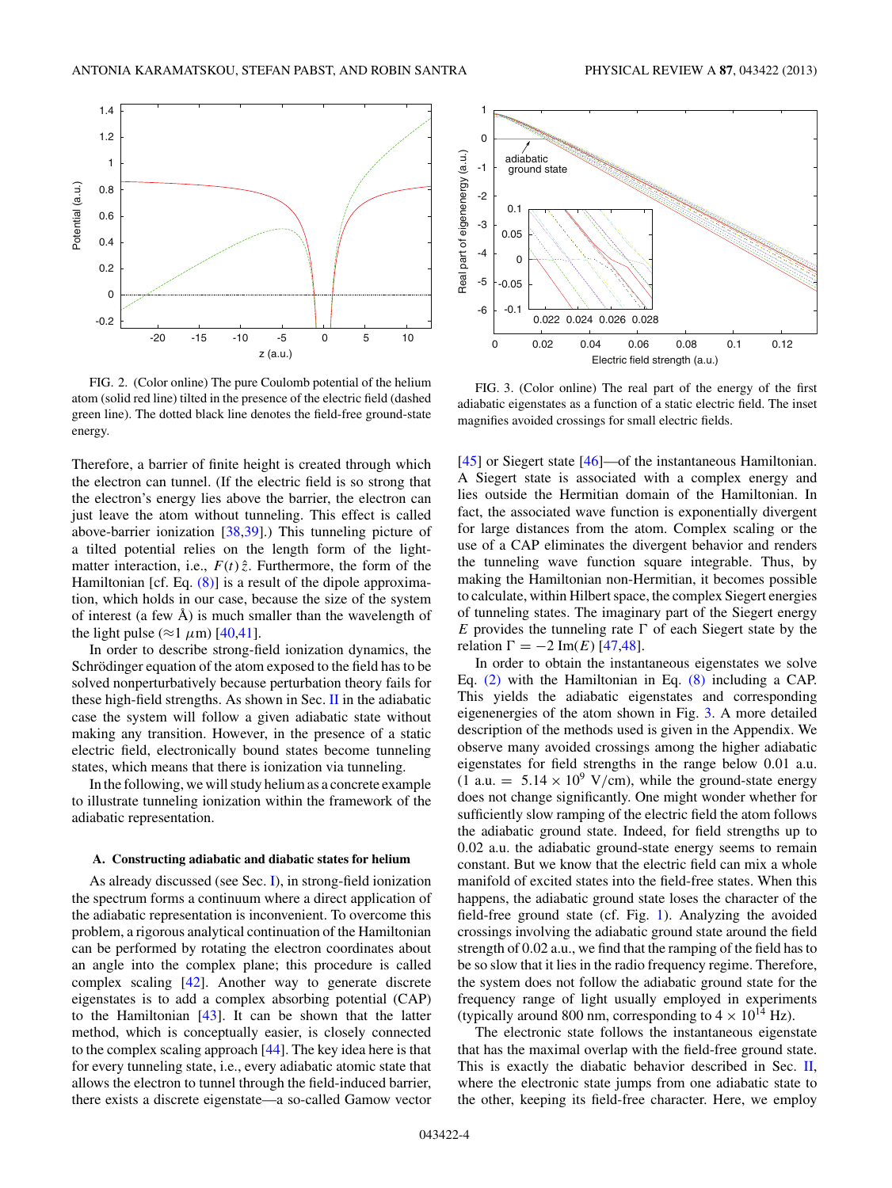FIG. 2. (Color online) The pure Coulomb potential of the helium atom (solid red line) tilted in the presence of the electric field (dashed green line). The dotted black line denotes the field-free ground-state energy.

FIG. 3. (Color online) The real part of the energy of the first adiabatic eigenstates as a function of a static electric field. The inset magnifies avoided crossings for small electric fields.

Therefore, a barrier of finite height is created through which the electron can tunnel. (If the electric field is so strong that the electron's energy lies above the barrier, the electron can just leave the atom without tunneling. This effect is called above-barrier ionization [38,39].) This tunneling picture of a tilted potential relies on the length form of the light-matter interaction, i.e., $F(t)\,\hat{z}$. Furthermore, the form of the Hamiltonian [cf. Eq. (8)] is a result of the dipole approximation, which holds in our case, because the size of the system of interest (a few Å) is much smaller than the wavelength of the light pulse ($\approx 1\ \mu$m) [40,41].

In order to describe strong-field ionization dynamics, the Schrödinger equation of the atom exposed to the field has to be solved nonperturbatively because perturbation theory fails for these high-field strengths. As shown in Sec. II in the adiabatic case the system will follow a given adiabatic state without making any transition. However, in the presence of a static electric field, electronically bound states become tunneling states, which means that there is ionization via tunneling.

In the following, we will study helium as a concrete example to illustrate tunneling ionization within the framework of the adiabatic representation.

### A. Constructing adiabatic and diabatic states for helium

As already discussed (see Sec. I), in strong-field ionization the spectrum forms a continuum where a direct application of the adiabatic representation is inconvenient. To overcome this problem, a rigorous analytical continuation of the Hamiltonian can be performed by rotating the electron coordinates about an angle into the complex plane; this procedure is called complex scaling [42]. Another way to generate discrete eigenstates is to add a complex absorbing potential (CAP) to the Hamiltonian [43]. It can be shown that the latter method, which is conceptually easier, is closely connected to the complex scaling approach [44]. The key idea here is that for every tunneling state, i.e., every adiabatic atomic state that allows the electron to tunnel through the field-induced barrier, there exists a discrete eigenstate—a so-called Gamow vector [45] or Siegert state [46]—of the instantaneous Hamiltonian. A Siegert state is associated with a complex energy and lies outside the Hermitian domain of the Hamiltonian. In fact, the associated wave function is exponentially divergent for large distances from the atom. Complex scaling or the use of a CAP eliminates the divergent behavior and renders the tunneling wave function square integrable. Thus, by making the Hamiltonian non-Hermitian, it becomes possible to calculate, within Hilbert space, the complex Siegert energies of tunneling states. The imaginary part of the Siegert energy $E$ provides the tunneling rate $\Gamma$ of each Siegert state by the relation $\Gamma = -2\,\mathrm{Im}(E)$ [47,48].

In order to obtain the instantaneous eigenstates we solve Eq. (2) with the Hamiltonian in Eq. (8) including a CAP. This yields the adiabatic eigenstates and corresponding eigenenergies of the atom shown in Fig. 3. A more detailed description of the methods used is given in the Appendix. We observe many avoided crossings among the higher adiabatic eigenstates for field strengths in the range below 0.01 a.u. (1 a.u. $= 5.14\times10^{9}$ V/cm), while the ground-state energy does not change significantly. One might wonder whether for sufficiently slow ramping of the electric field the atom follows the adiabatic ground state. Indeed, for field strengths up to 0.02 a.u. the adiabatic ground-state energy seems to remain constant. But we know that the electric field can mix a whole manifold of excited states into the field-free states. When this happens, the adiabatic ground state loses the character of the field-free ground state (cf. Fig. 1). Analyzing the avoided crossings involving the adiabatic ground state around the field strength of 0.02 a.u., we find that the ramping of the field has to be so slow that it lies in the radio frequency regime. Therefore, the system does not follow the adiabatic ground state for the frequency range of light usually employed in experiments (typically around 800 nm, corresponding to $4\times10^{14}$ Hz).

The electronic state follows the instantaneous eigenstate that has the maximal overlap with the field-free ground state. This is exactly the diabatic behavior described in Sec. II, where the electronic state jumps from one adiabatic state to the other, keeping its field-free character. Here, we employ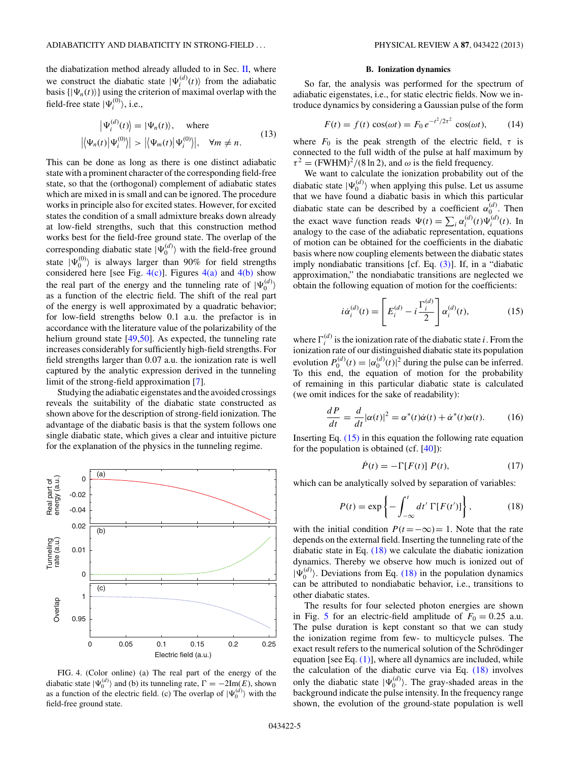the diabatization method already alluded to in Sec. II, where we construct the diabatic state $|\Psi_i^{(d)}(t)\rangle$ from the adiabatic basis $\{|\Psi_n(t)\rangle\}$ using the criterion of maximal overlap with the field-free state $|\Psi_i^{(0)}\rangle$, i.e.,

$$
\begin{aligned}
&\left|\Psi_i^{(d)}(t)\right\rangle = |\Psi_n(t)\rangle, \quad \text{where} \\
&\left|\left\langle\Psi_n(t)\middle|\Psi_i^{(0)}\right\rangle\right| > \left|\left\langle\Psi_m(t)\middle|\Psi_i^{(0)}\right\rangle\right|, \quad \forall m \neq n.
\end{aligned}
\tag{13}
$$

This can be done as long as there is one distinct adiabatic state with a prominent character of the corresponding field-free state, so that the (orthogonal) complement of adiabatic states which are mixed in is small and can be ignored. The procedure works in principle also for excited states. However, for excited states the condition of a small admixture breaks down already at low-field strengths, such that this construction method works best for the field-free ground state. The overlap of the corresponding diabatic state $|\Psi_0^{(d)}\rangle$ with the field-free ground state $|\Psi_0^{(0)}\rangle$ is always larger than 90% for field strengths considered here [see Fig. 4(c)]. Figures 4(a) and 4(b) show the real part of the energy and the tunneling rate of $|\Psi_0^{(d)}\rangle$ as a function of the electric field. The shift of the real part of the energy is well approximated by a quadratic behavior; for low-field strengths below 0.1 a.u. the prefactor is in accordance with the literature value of the polarizability of the helium ground state [49,50]. As expected, the tunneling rate increases considerably for sufficiently high-field strengths. For field strengths larger than 0.07 a.u. the ionization rate is well captured by the analytic expression derived in the tunneling limit of the strong-field approximation [7].

Studying the adiabatic eigenstates and the avoided crossings reveals the suitability of the diabatic state constructed as shown above for the description of strong-field ionization. The advantage of the diabatic basis is that the system follows one single diabatic state, which gives a clear and intuitive picture for the explanation of the physics in the tunneling regime.

FIG. 4. (Color online) (a) The real part of the energy of the diabatic state $|\Psi_0^{(d)}\rangle$ and (b) its tunneling rate, $\Gamma = -2\text{Im}(E)$, shown as a function of the electric field. (c) The overlap of $|\Psi_0^{(d)}\rangle$ with the field-free ground state.

### B. Ionization dynamics

So far, the analysis was performed for the spectrum of adiabatic eigenstates, i.e., for static electric fields. Now we introduce dynamics by considering a Gaussian pulse of the form

$$
F(t) = f(t)\cos(\omega t) = F_0\, e^{-t^2/2\tau^2}\cos(\omega t), \tag{14}
$$

where $F_0$ is the peak strength of the electric field, $\tau$ is connected to the full width of the pulse at half maximum by $\tau^2 = (\text{FWHM})^2/(8\ln 2)$, and $\omega$ is the field frequency.

We want to calculate the ionization probability out of the diabatic state $|\Psi_0^{(d)}\rangle$ when applying this pulse. Let us assume that we have found a diabatic basis in which this particular diabatic state can be described by a coefficient $\alpha_0^{(d)}$. Then the exact wave function reads $\Psi(t) = \sum_i \alpha_i^{(d)}(t)\Psi_i^{(d)}(t)$. In analogy to the case of the adiabatic representation, equations of motion can be obtained for the coefficients in the diabatic basis where now coupling elements between the diabatic states imply nondiabatic transitions [cf. Eq. (3)]. If, in a "diabatic approximation," the nondiabatic transitions are neglected we obtain the following equation of motion for the coefficients:

$$
i\dot{\alpha}_i^{(d)}(t) = \left[E_i^{(d)} - i\frac{\Gamma_i^{(d)}}{2}\right]\alpha_i^{(d)}(t), \tag{15}
$$

where $\Gamma_i^{(d)}$ is the ionization rate of the diabatic state $i$. From the ionization rate of our distinguished diabatic state its population evolution $P_0^{(d)}(t) = |\alpha_0^{(d)}(t)|^2$ during the pulse can be inferred. To this end, the equation of motion for the probability of remaining in this particular diabatic state is calculated (we omit indices for the sake of readability):

$$
\frac{dP}{dt} = \frac{d}{dt}|\alpha(t)|^2 = \alpha^*(t)\dot{\alpha}(t) + \dot{\alpha}^*(t)\alpha(t). \tag{16}
$$

Inserting Eq. (15) in this equation the following rate equation for the population is obtained (cf. [40]):

$$
\dot{P}(t) = -\Gamma[F(t)]\,P(t), \tag{17}
$$

which can be analytically solved by separation of variables:

$$
P(t) = \exp\left\{-\int_{-\infty}^{t} dt'\,\Gamma[F(t')]\right\}, \tag{18}
$$

with the initial condition $P(t=-\infty) = 1$. Note that the rate depends on the external field. Inserting the tunneling rate of the diabatic state in Eq. (18) we calculate the diabatic ionization dynamics. Thereby we observe how much is ionized out of $|\Psi_0^{(d)}\rangle$. Deviations from Eq. (18) in the population dynamics can be attributed to nondiabatic behavior, i.e., transitions to other diabatic states.

The results for four selected photon energies are shown in Fig. 5 for an electric-field amplitude of $F_0 = 0.25$ a.u. The pulse duration is kept constant so that we can study the ionization regime from few- to multicycle pulses. The exact result refers to the numerical solution of the Schrödinger equation [see Eq. (1)], where all dynamics are included, while the calculation of the diabatic curve via Eq. (18) involves only the diabatic state $|\Psi_0^{(d)}\rangle$. The gray-shaded areas in the background indicate the pulse intensity. In the frequency range shown, the evolution of the ground-state population is well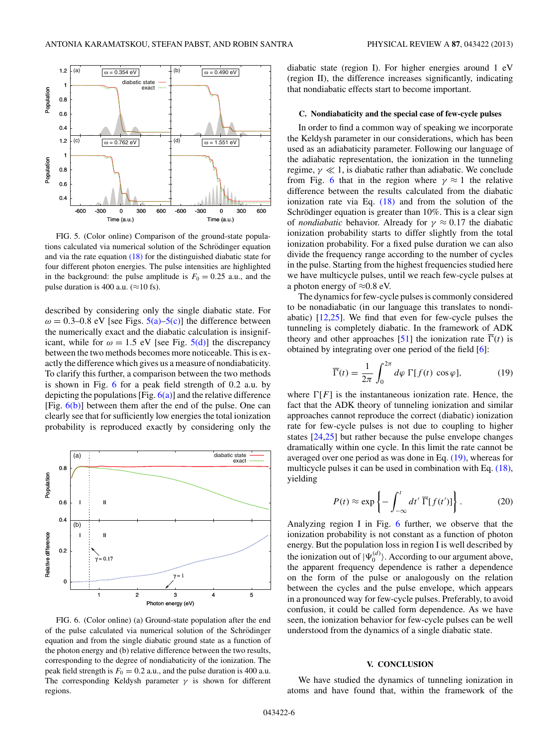FIG. 5. (Color online) Comparison of the ground-state populations calculated via numerical solution of the Schrödinger equation and via the rate equation (18) for the distinguished diabatic state for four different photon energies. The pulse intensities are highlighted in the background: the pulse amplitude is $F_0 = 0.25$ a.u., and the pulse duration is 400 a.u. (≈10 fs).

described by considering only the single diabatic state. For $\omega = 0.3$–$0.8$ eV [see Figs. 5(a)–5(c)] the difference between the numerically exact and the diabatic calculation is insignificant, while for $\omega = 1.5$ eV [see Fig. 5(d)] the discrepancy between the two methods becomes more noticeable. This is exactly the difference which gives us a measure of nondiabaticity. To clarify this further, a comparison between the two methods is shown in Fig. 6 for a peak field strength of 0.2 a.u. by depicting the populations [Fig. 6(a)] and the relative difference [Fig. 6(b)] between them after the end of the pulse. One can clearly see that for sufficiently low energies the total ionization probability is reproduced exactly by considering only the diabatic state (region I). For higher energies around 1 eV (region II), the difference increases significantly, indicating that nondiabatic effects start to become important.

FIG. 6. (Color online) (a) Ground-state population after the end of the pulse calculated via numerical solution of the Schrödinger equation and from the single diabatic ground state as a function of the photon energy and (b) relative difference between the two results, corresponding to the degree of nondiabaticity of the ionization. The peak field strength is $F_0 = 0.2$ a.u., and the pulse duration is 400 a.u. The corresponding Keldysh parameter $\gamma$ is shown for different regions.

### C. Nondiabaticity and the special case of few-cycle pulses

In order to find a common way of speaking we incorporate the Keldysh parameter in our considerations, which has been used as an adiabaticity parameter. Following our language of the adiabatic representation, the ionization in the tunneling regime, $\gamma \ll 1$, is diabatic rather than adiabatic. We conclude from Fig. 6 that in the region where $\gamma \approx 1$ the relative difference between the results calculated from the diabatic ionization rate via Eq. (18) and from the solution of the Schrödinger equation is greater than 10%. This is a clear sign of *nondiabatic* behavior. Already for $\gamma \approx 0.17$ the diabatic ionization probability starts to differ slightly from the total ionization probability. For a fixed pulse duration we can also divide the frequency range according to the number of cycles in the pulse. Starting from the highest frequencies studied here we have multicycle pulses, until we reach few-cycle pulses at a photon energy of ≈0.8 eV.

The dynamics for few-cycle pulses is commonly considered to be nonadiabatic (in our language this translates to nondiabatic) [12,25]. We find that even for few-cycle pulses the tunneling is completely diabatic. In the framework of ADK theory and other approaches [51] the ionization rate $\overline{\Gamma}(t)$ is obtained by integrating over one period of the field [6]:

$$\overline{\Gamma}(t) = \frac{1}{2\pi}\int_0^{2\pi} d\varphi\, \Gamma[f(t)\cos\varphi], \tag{19}$$

where $\Gamma[F]$ is the instantaneous ionization rate. Hence, the fact that the ADK theory of tunneling ionization and similar approaches cannot reproduce the correct (diabatic) ionization rate for few-cycle pulses is not due to coupling to higher states [24,25] but rather because the pulse envelope changes dramatically within one cycle. In this limit the rate cannot be averaged over one period as was done in Eq. (19), whereas for multicycle pulses it can be used in combination with Eq. (18), yielding

$$P(t) \approx \exp\left\{-\int_{-\infty}^{t} dt'\, \overline{\Gamma}[f(t')]\right\}. \tag{20}$$

Analyzing region I in Fig. 6 further, we observe that the ionization probability is not constant as a function of photon energy. But the population loss in region I is well described by the ionization out of $|\Psi_0^{(d)}\rangle$. According to our argument above, the apparent frequency dependence is rather a dependence on the form of the pulse or analogously on the relation between the cycles and the pulse envelope, which appears in a pronounced way for few-cycle pulses. Preferably, to avoid confusion, it could be called form dependence. As we have seen, the ionization behavior for few-cycle pulses can be well understood from the dynamics of a single diabatic state.

## V. CONCLUSION

We have studied the dynamics of tunneling ionization in atoms and have found that, within the framework of the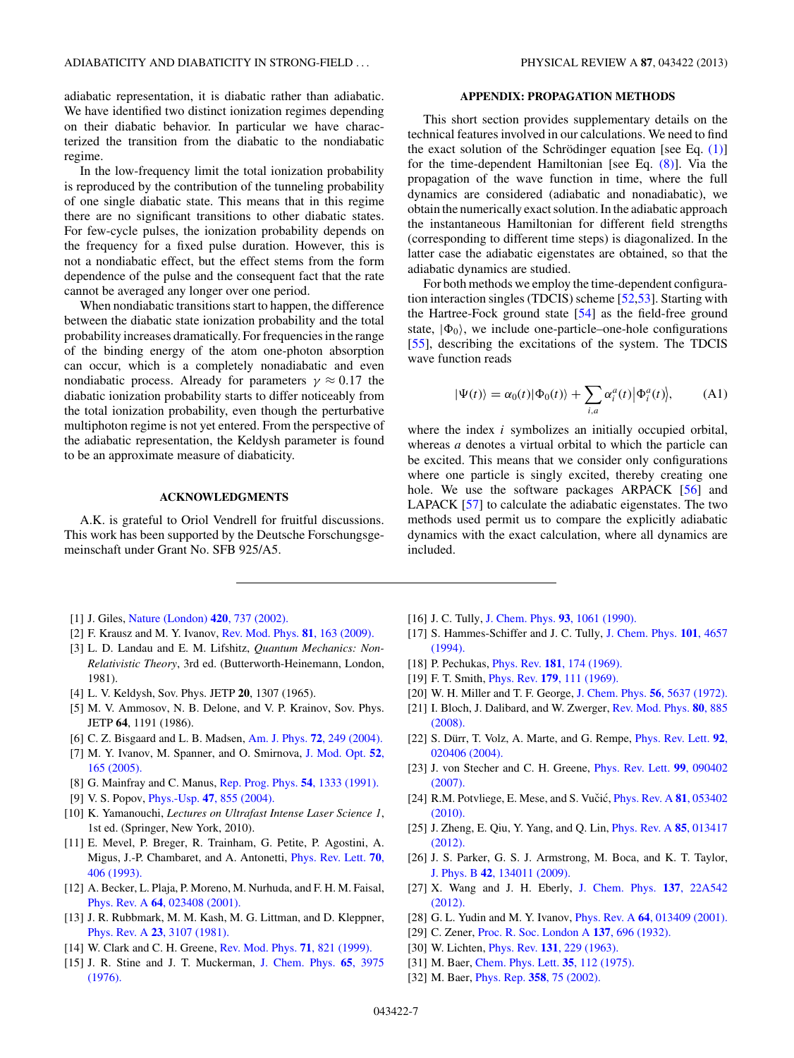adiabatic representation, it is diabatic rather than adiabatic. We have identified two distinct ionization regimes depending on their diabatic behavior. In particular we have characterized the transition from the diabatic to the nondiabatic regime.

In the low-frequency limit the total ionization probability is reproduced by the contribution of the tunneling probability of one single diabatic state. This means that in this regime there are no significant transitions to other diabatic states. For few-cycle pulses, the ionization probability depends on the frequency for a fixed pulse duration. However, this is not a nondiabatic effect, but the effect stems from the form dependence of the pulse and the consequent fact that the rate cannot be averaged any longer over one period.

When nondiabatic transitions start to happen, the difference between the diabatic state ionization probability and the total probability increases dramatically. For frequencies in the range of the binding energy of the atom one-photon absorption can occur, which is a completely nonadiabatic and even nondiabatic process. Already for parameters $\gamma \approx 0.17$ the diabatic ionization probability starts to differ noticeably from the total ionization probability, even though the perturbative multiphoton regime is not yet entered. From the perspective of the adiabatic representation, the Keldysh parameter is found to be an approximate measure of diabaticity.

## ACKNOWLEDGMENTS

A.K. is grateful to Oriol Vendrell for fruitful discussions. This work has been supported by the Deutsche Forschungsgemeinschaft under Grant No. SFB 925/A5.

## APPENDIX: PROPAGATION METHODS

This short section provides supplementary details on the technical features involved in our calculations. We need to find the exact solution of the Schrödinger equation [see Eq. (1)] for the time-dependent Hamiltonian [see Eq. (8)]. Via the propagation of the wave function in time, where the full dynamics are considered (adiabatic and nonadiabatic), we obtain the numerically exact solution. In the adiabatic approach the instantaneous Hamiltonian for different field strengths (corresponding to different time steps) is diagonalized. In the latter case the adiabatic eigenstates are obtained, so that the adiabatic dynamics are studied.

For both methods we employ the time-dependent configuration interaction singles (TDCIS) scheme [52,53]. Starting with the Hartree-Fock ground state [54] as the field-free ground state, $|\Phi_0\rangle$, we include one-particle–one-hole configurations [55], describing the excitations of the system. The TDCIS wave function reads

$$|\Psi(t)\rangle = \alpha_0(t)|\Phi_0(t)\rangle + \sum_{i,a} \alpha_i^a(t)\big|\Phi_i^a(t)\big\rangle, \qquad \text{(A1)}$$

where the index $i$ symbolizes an initially occupied orbital, whereas $a$ denotes a virtual orbital to which the particle can be excited. This means that we consider only configurations where one particle is singly excited, thereby creating one hole. We use the software packages ARPACK [56] and LAPACK [57] to calculate the adiabatic eigenstates. The two methods used permit us to compare the explicitly adiabatic dynamics with the exact calculation, where all dynamics are included.

---

[1] J. Giles, Nature (London) **420**, 737 (2002).

[2] F. Krausz and M. Y. Ivanov, Rev. Mod. Phys. **81**, 163 (2009).

[3] L. D. Landau and E. M. Lifshitz, *Quantum Mechanics: Non-Relativistic Theory*, 3rd ed. (Butterworth-Heinemann, London, 1981).

[4] L. V. Keldysh, Sov. Phys. JETP **20**, 1307 (1965).

[5] M. V. Ammosov, N. B. Delone, and V. P. Krainov, Sov. Phys. JETP **64**, 1191 (1986).

[6] C. Z. Bisgaard and L. B. Madsen, Am. J. Phys. **72**, 249 (2004).

[7] M. Y. Ivanov, M. Spanner, and O. Smirnova, J. Mod. Opt. **52**, 165 (2005).

[8] G. Mainfray and C. Manus, Rep. Prog. Phys. **54**, 1333 (1991).

[9] V. S. Popov, Phys.-Usp. **47**, 855 (2004).

[10] K. Yamanouchi, *Lectures on Ultrafast Intense Laser Science 1*, 1st ed. (Springer, New York, 2010).

[11] E. Mevel, P. Breger, R. Trainham, G. Petite, P. Agostini, A. Migus, J.-P. Chambaret, and A. Antonetti, Phys. Rev. Lett. **70**, 406 (1993).

[12] A. Becker, L. Plaja, P. Moreno, M. Nurhuda, and F. H. M. Faisal, Phys. Rev. A **64**, 023408 (2001).

[13] J. R. Rubbmark, M. M. Kash, M. G. Littman, and D. Kleppner, Phys. Rev. A **23**, 3107 (1981).

[14] W. Clark and C. H. Greene, Rev. Mod. Phys. **71**, 821 (1999).

[15] J. R. Stine and J. T. Muckerman, J. Chem. Phys. **65**, 3975 (1976).

[16] J. C. Tully, J. Chem. Phys. **93**, 1061 (1990).

[17] S. Hammes-Schiffer and J. C. Tully, J. Chem. Phys. **101**, 4657 (1994).

[18] P. Pechukas, Phys. Rev. **181**, 174 (1969).

[19] F. T. Smith, Phys. Rev. **179**, 111 (1969).

[20] W. H. Miller and T. F. George, J. Chem. Phys. **56**, 5637 (1972).

[21] I. Bloch, J. Dalibard, and W. Zwerger, Rev. Mod. Phys. **80**, 885 (2008).

[22] S. Dürr, T. Volz, A. Marte, and G. Rempe, Phys. Rev. Lett. **92**, 020406 (2004).

[23] J. von Stecher and C. H. Greene, Phys. Rev. Lett. **99**, 090402 (2007).

[24] R.M. Potvliege, E. Mese, and S. Vučić, Phys. Rev. A **81**, 053402 (2010).

[25] J. Zheng, E. Qiu, Y. Yang, and Q. Lin, Phys. Rev. A **85**, 013417 (2012).

[26] J. S. Parker, G. S. J. Armstrong, M. Boca, and K. T. Taylor, J. Phys. B **42**, 134011 (2009).

[27] X. Wang and J. H. Eberly, J. Chem. Phys. **137**, 22A542 (2012).

[28] G. L. Yudin and M. Y. Ivanov, Phys. Rev. A **64**, 013409 (2001).

[29] C. Zener, Proc. R. Soc. London A **137**, 696 (1932).

[30] W. Lichten, Phys. Rev. **131**, 229 (1963).

[31] M. Baer, Chem. Phys. Lett. **35**, 112 (1975).

[32] M. Baer, Phys. Rep. **358**, 75 (2002).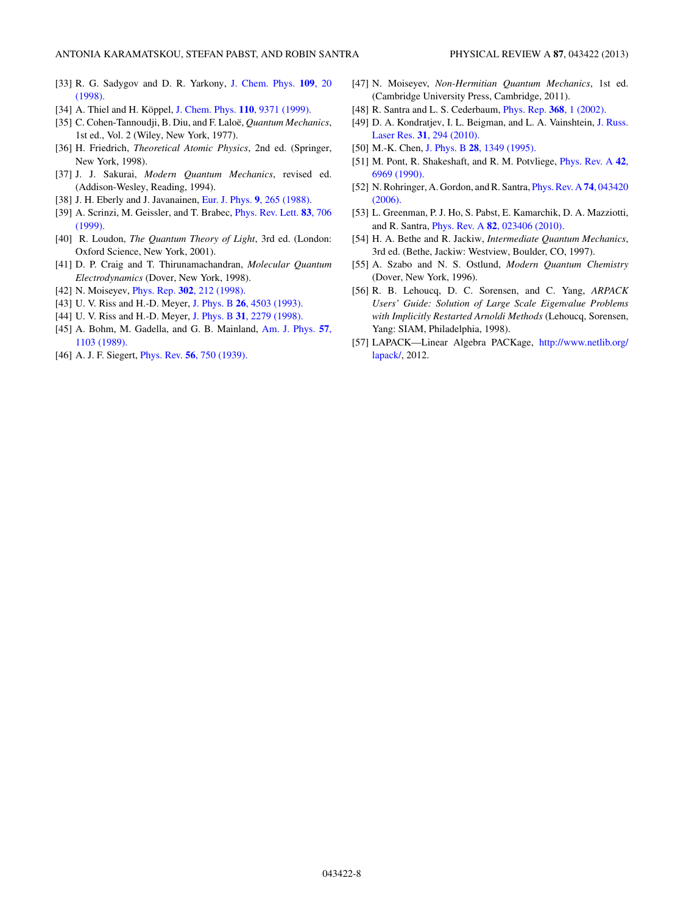[33] R. G. Sadygov and D. R. Yarkony, J. Chem. Phys. **109**, 20 (1998).

[34] A. Thiel and H. Köppel, J. Chem. Phys. **110**, 9371 (1999).

[35] C. Cohen-Tannoudji, B. Diu, and F. Laloë, *Quantum Mechanics*, 1st ed., Vol. 2 (Wiley, New York, 1977).

[36] H. Friedrich, *Theoretical Atomic Physics*, 2nd ed. (Springer, New York, 1998).

[37] J. J. Sakurai, *Modern Quantum Mechanics*, revised ed. (Addison-Wesley, Reading, 1994).

[38] J. H. Eberly and J. Javanainen, Eur. J. Phys. **9**, 265 (1988).

[39] A. Scrinzi, M. Geissler, and T. Brabec, Phys. Rev. Lett. **83**, 706 (1999).

[40] R. Loudon, *The Quantum Theory of Light*, 3rd ed. (London: Oxford Science, New York, 2001).

[41] D. P. Craig and T. Thirunamachandran, *Molecular Quantum Electrodynamics* (Dover, New York, 1998).

[42] N. Moiseyev, Phys. Rep. **302**, 212 (1998).

[43] U. V. Riss and H.-D. Meyer, J. Phys. B **26**, 4503 (1993).

[44] U. V. Riss and H.-D. Meyer, J. Phys. B **31**, 2279 (1998).

[45] A. Bohm, M. Gadella, and G. B. Mainland, Am. J. Phys. **57**, 1103 (1989).

[46] A. J. F. Siegert, Phys. Rev. **56**, 750 (1939).

[47] N. Moiseyev, *Non-Hermitian Quantum Mechanics*, 1st ed. (Cambridge University Press, Cambridge, 2011).

[48] R. Santra and L. S. Cederbaum, Phys. Rep. **368**, 1 (2002).

[49] D. A. Kondratjev, I. L. Beigman, and L. A. Vainshtein, J. Russ. Laser Res. **31**, 294 (2010).

[50] M.-K. Chen, J. Phys. B **28**, 1349 (1995).

[51] M. Pont, R. Shakeshaft, and R. M. Potvliege, Phys. Rev. A **42**, 6969 (1990).

[52] N. Rohringer, A. Gordon, and R. Santra, Phys. Rev. A **74**, 043420 (2006).

[53] L. Greenman, P. J. Ho, S. Pabst, E. Kamarchik, D. A. Mazziotti, and R. Santra, Phys. Rev. A **82**, 023406 (2010).

[54] H. A. Bethe and R. Jackiw, *Intermediate Quantum Mechanics*, 3rd ed. (Bethe, Jackiw: Westview, Boulder, CO, 1997).

[55] A. Szabo and N. S. Ostlund, *Modern Quantum Chemistry* (Dover, New York, 1996).

[56] R. B. Lehoucq, D. C. Sorensen, and C. Yang, *ARPACK Users' Guide: Solution of Large Scale Eigenvalue Problems with Implicitly Restarted Arnoldi Methods* (Lehoucq, Sorensen, Yang: SIAM, Philadelphia, 1998).

[57] LAPACK—Linear Algebra PACKage, http://www.netlib.org/lapack/, 2012.